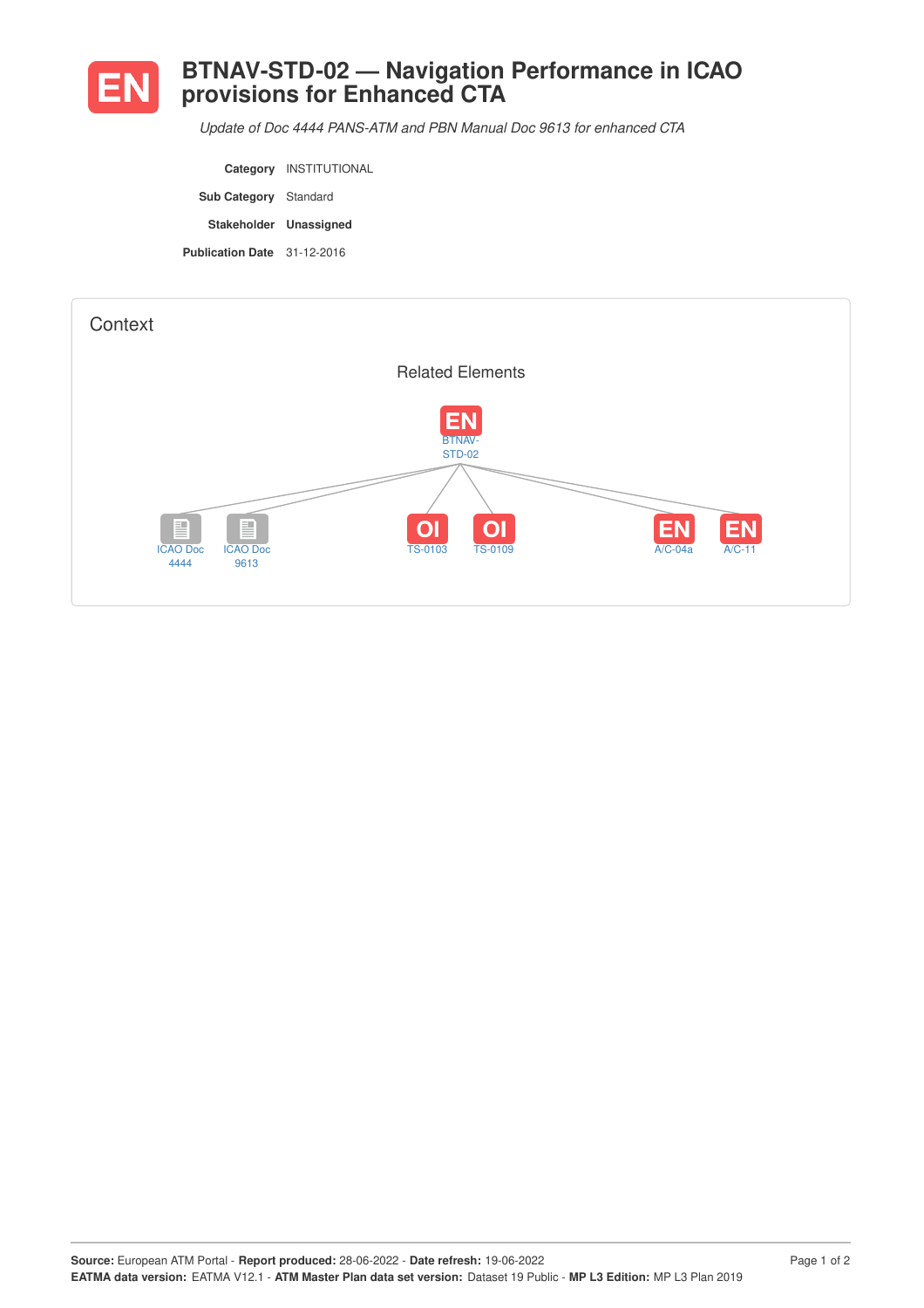# EN BTNAV-STD-02 — Navigation Performance in ICAO provisions for Enhanced CTA

*Update of Doc 4444 PANS-ATM and PBN Manual Doc 9613 for enhanced CTA*

| | |
|---|---|
| **Category** | INSTITUTIONAL |
| **Sub Category** | Standard |
| **Stakeholder** | **Unassigned** |
| **Publication Date** | 31-12-2016 |

## Context

### Related Elements

EN BTNAV-STD-02

- ICAO Doc 4444
- ICAO Doc 9613
- OI TS-0103
- OI TS-0109
- EN A/C-04a
- EN A/C-11

**Source:** European ATM Portal - **Report produced:** 28-06-2022 - **Date refresh:** 19-06-2022
**EATMA data version:** EATMA V12.1 - **ATM Master Plan data set version:** Dataset 19 Public - **MP L3 Edition:** MP L3 Plan 2019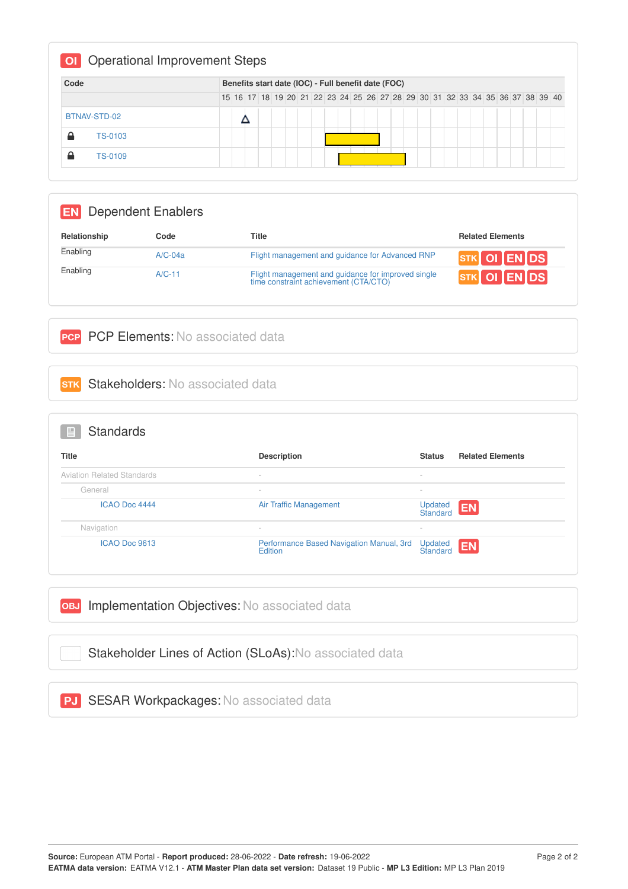## OI Operational Improvement Steps

| Code | Benefits start date (IOC) - Full benefit date (FOC) |
|---|---|
| | 15 16 17 18 19 20 21 22 23 24 25 26 27 28 29 30 31 32 33 34 35 36 37 38 39 40 |
| BTNAV-STD-02 | |
| TS-0103 | |
| TS-0109 | |

## EN Dependent Enablers

| Relationship | Code | Title | Related Elements |
|---|---|---|---|
| Enabling | A/C-04a | Flight management and guidance for Advanced RNP | STK OI EN DS |
| Enabling | A/C-11 | Flight management and guidance for improved single time constraint achievement (CTA/CTO) | STK OI EN DS |

## PCP PCP Elements: No associated data

## STK Stakeholders: No associated data

## Standards

| Title | Description | Status | Related Elements |
|---|---|---|---|
| Aviation Related Standards | - | - | |
| General | - | - | |
| ICAO Doc 4444 | Air Traffic Management | Updated Standard | EN |
| Navigation | - | - | |
| ICAO Doc 9613 | Performance Based Navigation Manual, 3rd Edition | Updated Standard | EN |

## OBJ Implementation Objectives: No associated data

## Stakeholder Lines of Action (SLoAs): No associated data

## PJ SESAR Workpackages: No associated data

**Source:** European ATM Portal - **Report produced:** 28-06-2022 - **Date refresh:** 19-06-2022
**EATMA data version:** EATMA V12.1 - **ATM Master Plan data set version:** Dataset 19 Public - **MP L3 Edition:** MP L3 Plan 2019